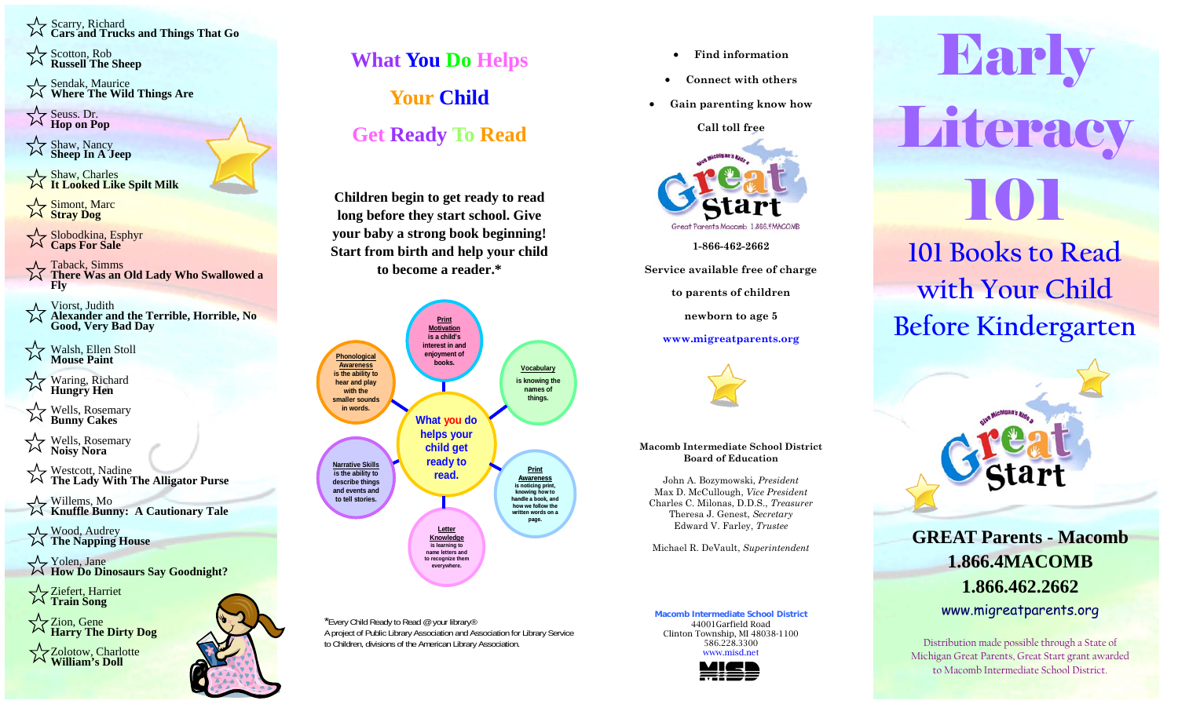☆ Scarry, Richard
**Cars and Trucks and Things That Go**

☆ Scotton, Rob
**Russell The Sheep**

☆ Sendak, Maurice
**Where The Wild Things Are**

☆ Seuss. Dr.
**Hop on Pop**

☆ Shaw, Nancy
**Sheep In A Jeep**

☆ Shaw, Charles
**It Looked Like Spilt Milk**

☆ Simont, Marc
**Stray Dog**

☆ Slobodkina, Esphyr
**Caps For Sale**

☆ Taback, Simms
**There Was an Old Lady Who Swallowed a Fly**

☆ Viorst, Judith
**Alexander and the Terrible, Horrible, No Good, Very Bad Day**

☆ Walsh, Ellen Stoll
**Mouse Paint**

☆ Waring, Richard
**Hungry Hen**

☆ Wells, Rosemary
**Bunny Cakes**

☆ Wells, Rosemary
**Noisy Nora**

☆ Westcott, Nadine
**The Lady With The Alligator Purse**

☆ Willems, Mo
**Knuffle Bunny: A Cautionary Tale**

☆ Wood, Audrey
**The Napping House**

☆ Yolen, Jane
**How Do Dinosaurs Say Goodnight?**

☆ Ziefert, Harriet
**Train Song**

☆ Zion, Gene
**Harry The Dirty Dog**

☆ Zolotow, Charlotte
**William's Doll**

## What You Do Helps Your Child Get Ready To Read

**Children begin to get ready to read long before they start school. Give your baby a strong book beginning! Start from birth and help your child to become a reader.***

**What you do helps your child get ready to read.**

- **Print Motivation** is a child's interest in and enjoyment of books.
- **Vocabulary** is knowing the names of things.
- **Print Awareness** is noticing print, knowing how to handle a book, and how we follow the written words on a page.
- **Letter Knowledge** is learning to name letters and to recognize them everywhere.
- **Narrative Skills** is the ability to describe things and events and to tell stories.
- **Phonological Awareness** is the ability to hear and play with the smaller sounds in words.

*Every Child Ready to Read @ your library®
A project of Public Library Association and Association for Library Service to Children, divisions of the American Library Association.

- Find information
- Connect with others
- Gain parenting know how

Call toll free

Give Michigan's Kids a Great Start
Great Parents Macomb 1.866.4MACOMB

1-866-462-2662

Service available free of charge to parents of children newborn to age 5

www.migreatparents.org

**Macomb Intermediate School District Board of Education**

John A. Bozymowski, *President*
Max D. McCullough, *Vice President*
Charles C. Milonas, D.D.S., *Treasurer*
Theresa J. Genest, *Secretary*
Edward V. Farley, *Trustee*

Michael R. DeVault, *Superintendent*

**Macomb Intermediate School District**
44001Garfield Road
Clinton Township, MI 48038-1100
586.228.3300
www.misd.net

MISD

# Early Literacy 101

## 101 Books to Read with Your Child Before Kindergarten

Give Michigan's Kids a Great Start

**GREAT Parents - Macomb**
**1.866.4MACOMB**
**1.866.462.2662**
www.migreatparents.org

Distribution made possible through a State of Michigan Great Parents, Great Start grant awarded to Macomb Intermediate School District.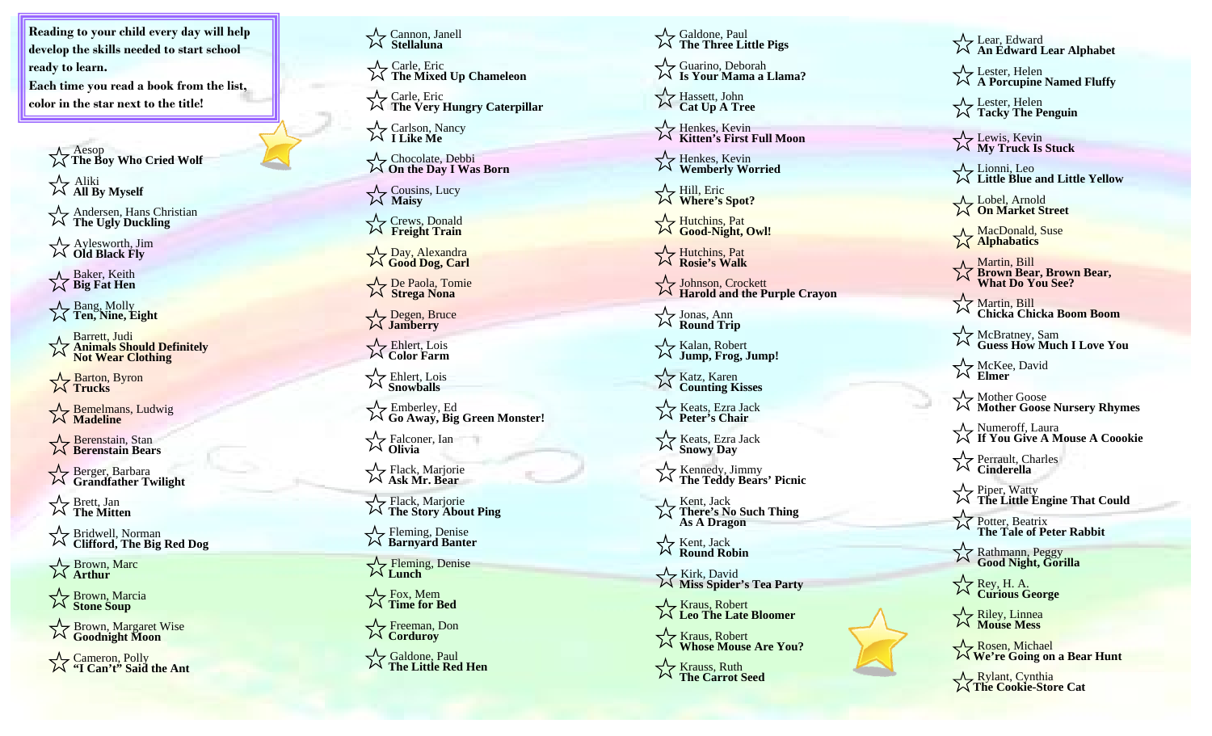**Reading to your child every day will help develop the skills needed to start school ready to learn.**
**Each time you read a book from the list, color in the star next to the title!**

- ☆ Aesop
  **The Boy Who Cried Wolf**
- ☆ Aliki
  **All By Myself**
- ☆ Andersen, Hans Christian
  **The Ugly Duckling**
- ☆ Aylesworth, Jim
  **Old Black Fly**
- ☆ Baker, Keith
  **Big Fat Hen**
- ☆ Bang, Molly
  **Ten, Nine, Eight**
- ☆ Barrett, Judi
  **Animals Should Definitely Not Wear Clothing**
- ☆ Barton, Byron
  **Trucks**
- ☆ Bemelmans, Ludwig
  **Madeline**
- ☆ Berenstain, Stan
  **Berenstain Bears**
- ☆ Berger, Barbara
  **Grandfather Twilight**
- ☆ Brett, Jan
  **The Mitten**
- ☆ Bridwell, Norman
  **Clifford, The Big Red Dog**
- ☆ Brown, Marc
  **Arthur**
- ☆ Brown, Marcia
  **Stone Soup**
- ☆ Brown, Margaret Wise
  **Goodnight Moon**
- ☆ Cameron, Polly
  **"I Can't" Said the Ant**
- ☆ Cannon, Janell
  **Stellaluna**
- ☆ Carle, Eric
  **The Mixed Up Chameleon**
- ☆ Carle, Eric
  **The Very Hungry Caterpillar**
- ☆ Carlson, Nancy
  **I Like Me**
- ☆ Chocolate, Debbi
  **On the Day I Was Born**
- ☆ Cousins, Lucy
  **Maisy**
- ☆ Crews, Donald
  **Freight Train**
- ☆ Day, Alexandra
  **Good Dog, Carl**
- ☆ De Paola, Tomie
  **Strega Nona**
- ☆ Degen, Bruce
  **Jamberry**
- ☆ Ehlert, Lois
  **Color Farm**
- ☆ Ehlert, Lois
  **Snowballs**
- ☆ Emberley, Ed
  **Go Away, Big Green Monster!**
- ☆ Falconer, Ian
  **Olivia**
- ☆ Flack, Marjorie
  **Ask Mr. Bear**
- ☆ Flack, Marjorie
  **The Story About Ping**
- ☆ Fleming, Denise
  **Barnyard Banter**
- ☆ Fleming, Denise
  **Lunch**
- ☆ Fox, Mem
  **Time for Bed**
- ☆ Freeman, Don
  **Corduroy**
- ☆ Galdone, Paul
  **The Little Red Hen**
- ☆ Galdone, Paul
  **The Three Little Pigs**
- ☆ Guarino, Deborah
  **Is Your Mama a Llama?**
- ☆ Hassett, John
  **Cat Up A Tree**
- ☆ Henkes, Kevin
  **Kitten's First Full Moon**
- ☆ Henkes, Kevin
  **Wemberly Worried**
- ☆ Hill, Eric
  **Where's Spot?**
- ☆ Hutchins, Pat
  **Good-Night, Owl!**
- ☆ Hutchins, Pat
  **Rosie's Walk**
- ☆ Johnson, Crockett
  **Harold and the Purple Crayon**
- ☆ Jonas, Ann
  **Round Trip**
- ☆ Kalan, Robert
  **Jump, Frog, Jump!**
- ☆ Katz, Karen
  **Counting Kisses**
- ☆ Keats, Ezra Jack
  **Peter's Chair**
- ☆ Keats, Ezra Jack
  **Snowy Day**
- ☆ Kennedy, Jimmy
  **The Teddy Bears' Picnic**
- ☆ Kent, Jack
  **There's No Such Thing As A Dragon**
- ☆ Kent, Jack
  **Round Robin**
- ☆ Kirk, David
  **Miss Spider's Tea Party**
- ☆ Kraus, Robert
  **Leo The Late Bloomer**
- ☆ Kraus, Robert
  **Whose Mouse Are You?**
- ☆ Krauss, Ruth
  **The Carrot Seed**
- ☆ Lear, Edward
  **An Edward Lear Alphabet**
- ☆ Lester, Helen
  **A Porcupine Named Fluffy**
- ☆ Lester, Helen
  **Tacky The Penguin**
- ☆ Lewis, Kevin
  **My Truck Is Stuck**
- ☆ Lionni, Leo
  **Little Blue and Little Yellow**
- ☆ Lobel, Arnold
  **On Market Street**
- ☆ MacDonald, Suse
  **Alphabatics**
- ☆ Martin, Bill
  **Brown Bear, Brown Bear, What Do You See?**
- ☆ Martin, Bill
  **Chicka Chicka Boom Boom**
- ☆ McBratney, Sam
  **Guess How Much I Love You**
- ☆ McKee, David
  **Elmer**
- ☆ Mother Goose
  **Mother Goose Nursery Rhymes**
- ☆ Numeroff, Laura
  **If You Give A Mouse A Coookie**
- ☆ Perrault, Charles
  **Cinderella**
- ☆ Piper, Watty
  **The Little Engine That Could**
- ☆ Potter, Beatrix
  **The Tale of Peter Rabbit**
- ☆ Rathmann, Peggy
  **Good Night, Gorilla**
- ☆ Rey, H. A.
  **Curious George**
- ☆ Riley, Linnea
  **Mouse Mess**
- ☆ Rosen, Michael
  **We're Going on a Bear Hunt**
- ☆ Rylant, Cynthia
  **The Cookie-Store Cat**